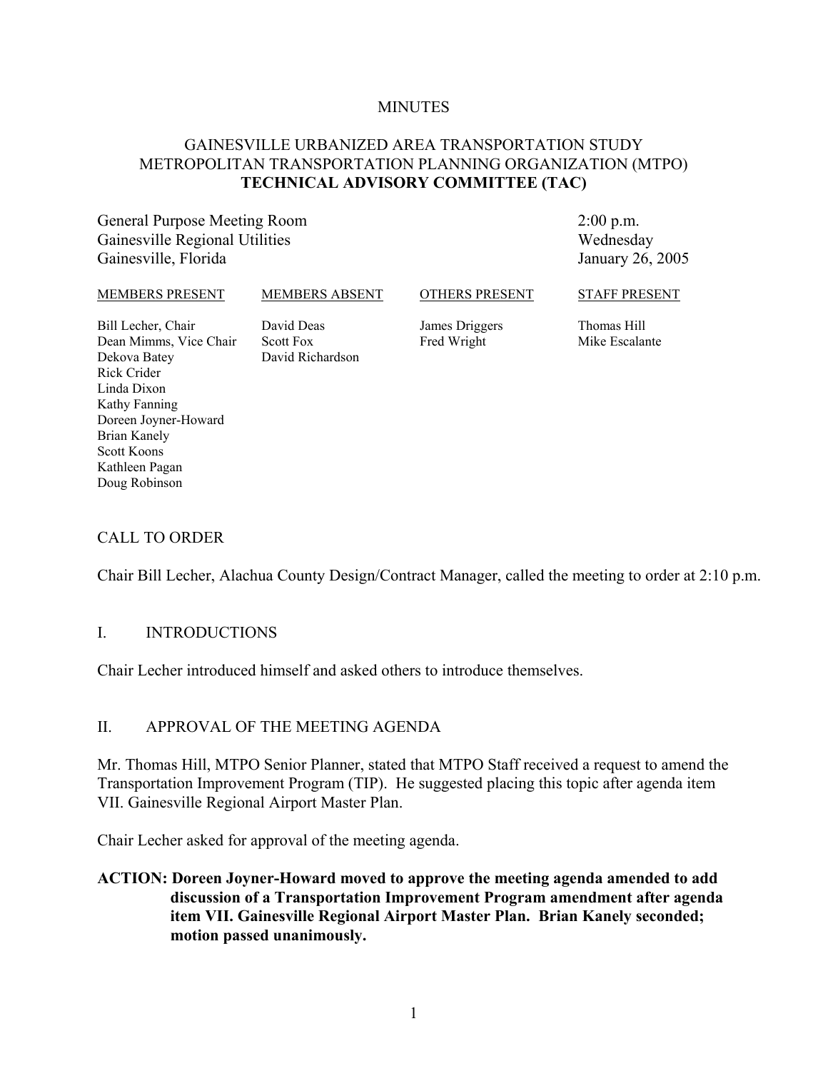MINUTES

# GAINESVILLE URBANIZED AREA TRANSPORTATION STUDY
# METROPOLITAN TRANSPORTATION PLANNING ORGANIZATION (MTPO)
# TECHNICAL ADVISORY COMMITTEE (TAC)

| | |
|---|---|
| General Purpose Meeting Room | 2:00 p.m. |
| Gainesville Regional Utilities | Wednesday |
| Gainesville, Florida | January 26, 2005 |

| MEMBERS PRESENT | MEMBERS ABSENT | OTHERS PRESENT | STAFF PRESENT |
|---|---|---|---|
| Bill Lecher, Chair | David Deas | James Driggers | Thomas Hill |
| Dean Mimms, Vice Chair | Scott Fox | Fred Wright | Mike Escalante |
| Dekova Batey | David Richardson | | |
| Rick Crider | | | |
| Linda Dixon | | | |
| Kathy Fanning | | | |
| Doreen Joyner-Howard | | | |
| Brian Kanely | | | |
| Scott Koons | | | |
| Kathleen Pagan | | | |
| Doug Robinson | | | |

## CALL TO ORDER

Chair Bill Lecher, Alachua County Design/Contract Manager, called the meeting to order at 2:10 p.m.

## I. INTRODUCTIONS

Chair Lecher introduced himself and asked others to introduce themselves.

## II. APPROVAL OF THE MEETING AGENDA

Mr. Thomas Hill, MTPO Senior Planner, stated that MTPO Staff received a request to amend the Transportation Improvement Program (TIP). He suggested placing this topic after agenda item VII. Gainesville Regional Airport Master Plan.

Chair Lecher asked for approval of the meeting agenda.

**ACTION: Doreen Joyner-Howard moved to approve the meeting agenda amended to add discussion of a Transportation Improvement Program amendment after agenda item VII. Gainesville Regional Airport Master Plan. Brian Kanely seconded; motion passed unanimously.**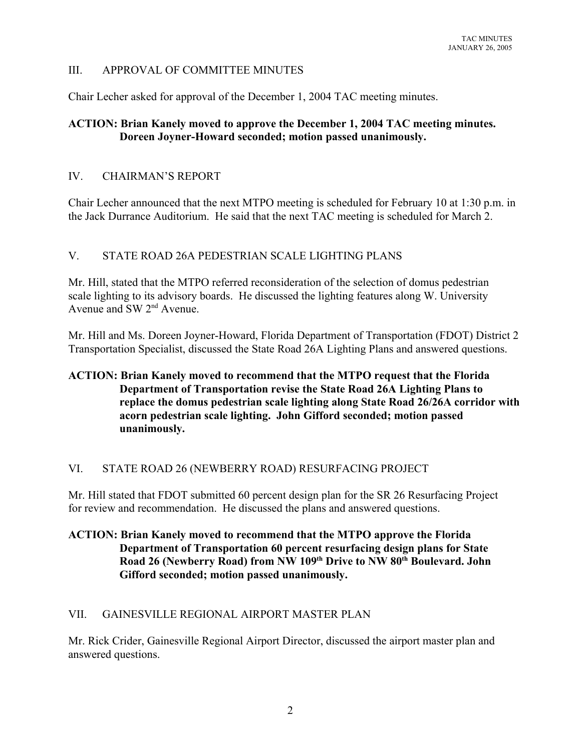## III. APPROVAL OF COMMITTEE MINUTES

Chair Lecher asked for approval of the December 1, 2004 TAC meeting minutes.

**ACTION: Brian Kanely moved to approve the December 1, 2004 TAC meeting minutes. Doreen Joyner-Howard seconded; motion passed unanimously.**

## IV. CHAIRMAN'S REPORT

Chair Lecher announced that the next MTPO meeting is scheduled for February 10 at 1:30 p.m. in the Jack Durrance Auditorium. He said that the next TAC meeting is scheduled for March 2.

## V. STATE ROAD 26A PEDESTRIAN SCALE LIGHTING PLANS

Mr. Hill, stated that the MTPO referred reconsideration of the selection of domus pedestrian scale lighting to its advisory boards. He discussed the lighting features along W. University Avenue and SW 2nd Avenue.

Mr. Hill and Ms. Doreen Joyner-Howard, Florida Department of Transportation (FDOT) District 2 Transportation Specialist, discussed the State Road 26A Lighting Plans and answered questions.

**ACTION: Brian Kanely moved to recommend that the MTPO request that the Florida Department of Transportation revise the State Road 26A Lighting Plans to replace the domus pedestrian scale lighting along State Road 26/26A corridor with acorn pedestrian scale lighting. John Gifford seconded; motion passed unanimously.**

## VI. STATE ROAD 26 (NEWBERRY ROAD) RESURFACING PROJECT

Mr. Hill stated that FDOT submitted 60 percent design plan for the SR 26 Resurfacing Project for review and recommendation. He discussed the plans and answered questions.

**ACTION: Brian Kanely moved to recommend that the MTPO approve the Florida Department of Transportation 60 percent resurfacing design plans for State Road 26 (Newberry Road) from NW 109th Drive to NW 80th Boulevard. John Gifford seconded; motion passed unanimously.**

## VII. GAINESVILLE REGIONAL AIRPORT MASTER PLAN

Mr. Rick Crider, Gainesville Regional Airport Director, discussed the airport master plan and answered questions.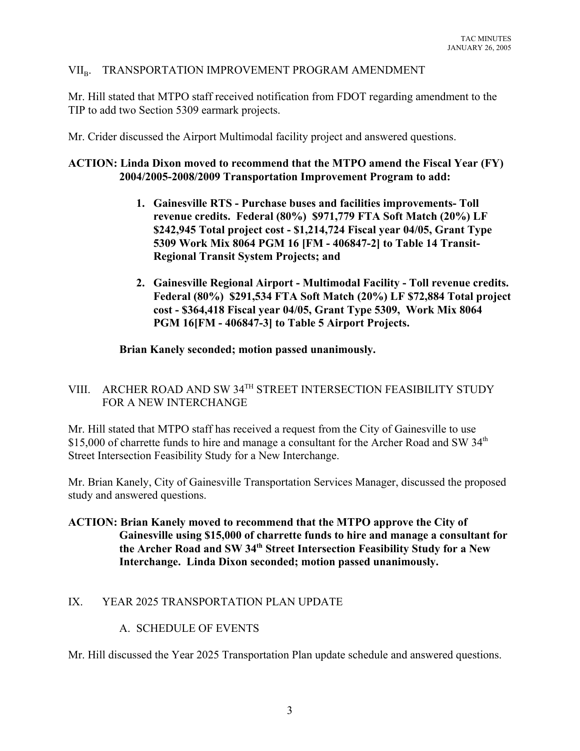## VII$_B$. TRANSPORTATION IMPROVEMENT PROGRAM AMENDMENT

Mr. Hill stated that MTPO staff received notification from FDOT regarding amendment to the TIP to add two Section 5309 earmark projects.

Mr. Crider discussed the Airport Multimodal facility project and answered questions.

**ACTION: Linda Dixon moved to recommend that the MTPO amend the Fiscal Year (FY) 2004/2005-2008/2009 Transportation Improvement Program to add:**

1. **Gainesville RTS - Purchase buses and facilities improvements- Toll revenue credits. Federal (80%) $971,779 FTA Soft Match (20%) LF $242,945 Total project cost - $1,214,724 Fiscal year 04/05, Grant Type 5309 Work Mix 8064 PGM 16 [FM - 406847-2] to Table 14 Transit-Regional Transit System Projects; and**

2. **Gainesville Regional Airport - Multimodal Facility - Toll revenue credits. Federal (80%) $291,534 FTA Soft Match (20%) LF $72,884 Total project cost - $364,418 Fiscal year 04/05, Grant Type 5309, Work Mix 8064 PGM 16[FM - 406847-3] to Table 5 Airport Projects.**

**Brian Kanely seconded; motion passed unanimously.**

## VIII. ARCHER ROAD AND SW 34TH STREET INTERSECTION FEASIBILITY STUDY FOR A NEW INTERCHANGE

Mr. Hill stated that MTPO staff has received a request from the City of Gainesville to use $15,000 of charrette funds to hire and manage a consultant for the Archer Road and SW 34th Street Intersection Feasibility Study for a New Interchange.

Mr. Brian Kanely, City of Gainesville Transportation Services Manager, discussed the proposed study and answered questions.

**ACTION: Brian Kanely moved to recommend that the MTPO approve the City of Gainesville using $15,000 of charrette funds to hire and manage a consultant for the Archer Road and SW 34th Street Intersection Feasibility Study for a New Interchange. Linda Dixon seconded; motion passed unanimously.**

## IX. YEAR 2025 TRANSPORTATION PLAN UPDATE

### A. SCHEDULE OF EVENTS

Mr. Hill discussed the Year 2025 Transportation Plan update schedule and answered questions.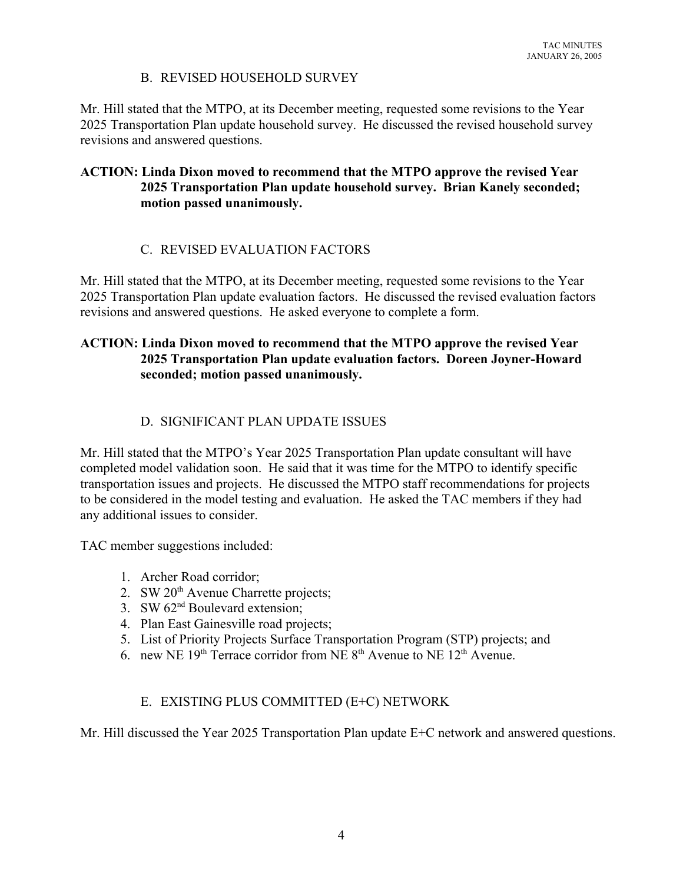### B. REVISED HOUSEHOLD SURVEY

Mr. Hill stated that the MTPO, at its December meeting, requested some revisions to the Year 2025 Transportation Plan update household survey. He discussed the revised household survey revisions and answered questions.

**ACTION: Linda Dixon moved to recommend that the MTPO approve the revised Year 2025 Transportation Plan update household survey. Brian Kanely seconded; motion passed unanimously.**

### C. REVISED EVALUATION FACTORS

Mr. Hill stated that the MTPO, at its December meeting, requested some revisions to the Year 2025 Transportation Plan update evaluation factors. He discussed the revised evaluation factors revisions and answered questions. He asked everyone to complete a form.

**ACTION: Linda Dixon moved to recommend that the MTPO approve the revised Year 2025 Transportation Plan update evaluation factors. Doreen Joyner-Howard seconded; motion passed unanimously.**

### D. SIGNIFICANT PLAN UPDATE ISSUES

Mr. Hill stated that the MTPO's Year 2025 Transportation Plan update consultant will have completed model validation soon. He said that it was time for the MTPO to identify specific transportation issues and projects. He discussed the MTPO staff recommendations for projects to be considered in the model testing and evaluation. He asked the TAC members if they had any additional issues to consider.

TAC member suggestions included:

1. Archer Road corridor;
2. SW 20th Avenue Charrette projects;
3. SW 62nd Boulevard extension;
4. Plan East Gainesville road projects;
5. List of Priority Projects Surface Transportation Program (STP) projects; and
6. new NE 19th Terrace corridor from NE 8th Avenue to NE 12th Avenue.

### E. EXISTING PLUS COMMITTED (E+C) NETWORK

Mr. Hill discussed the Year 2025 Transportation Plan update E+C network and answered questions.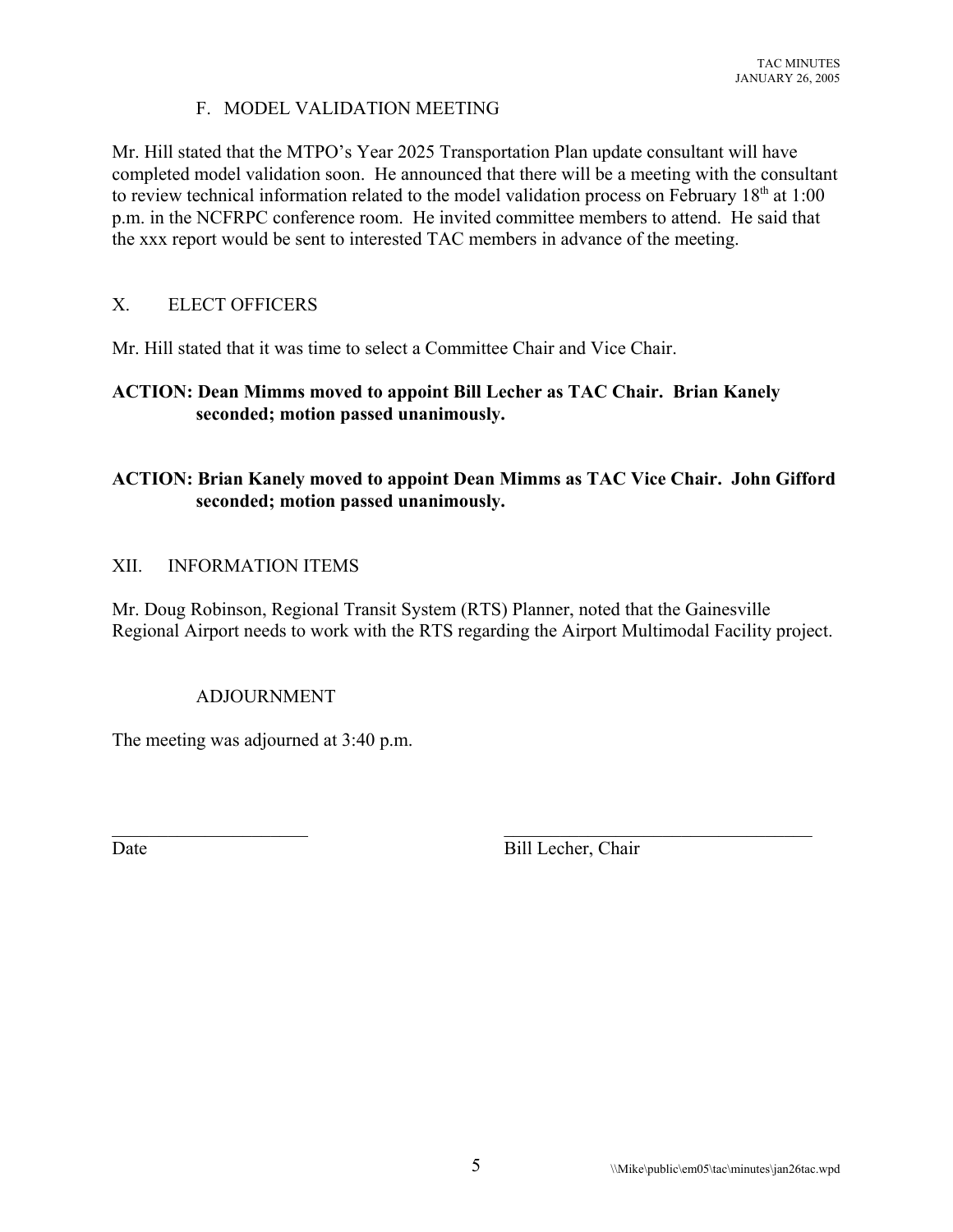### F. MODEL VALIDATION MEETING

Mr. Hill stated that the MTPO's Year 2025 Transportation Plan update consultant will have completed model validation soon. He announced that there will be a meeting with the consultant to review technical information related to the model validation process on February 18th at 1:00 p.m. in the NCFRPC conference room. He invited committee members to attend. He said that the xxx report would be sent to interested TAC members in advance of the meeting.

## X. ELECT OFFICERS

Mr. Hill stated that it was time to select a Committee Chair and Vice Chair.

**ACTION: Dean Mimms moved to appoint Bill Lecher as TAC Chair. Brian Kanely seconded; motion passed unanimously.**

**ACTION: Brian Kanely moved to appoint Dean Mimms as TAC Vice Chair. John Gifford seconded; motion passed unanimously.**

## XII. INFORMATION ITEMS

Mr. Doug Robinson, Regional Transit System (RTS) Planner, noted that the Gainesville Regional Airport needs to work with the RTS regarding the Airport Multimodal Facility project.

## ADJOURNMENT

The meeting was adjourned at 3:40 p.m.

\_\_\_\_\_\_\_\_\_\_\_\_\_\_\_\_\_\_\_\_\_\_ \_\_\_\_\_\_\_\_\_\_\_\_\_\_\_\_\_\_\_\_\_\_\_\_\_\_\_\_\_\_\_\_\_\_\_

Date Bill Lecher, Chair